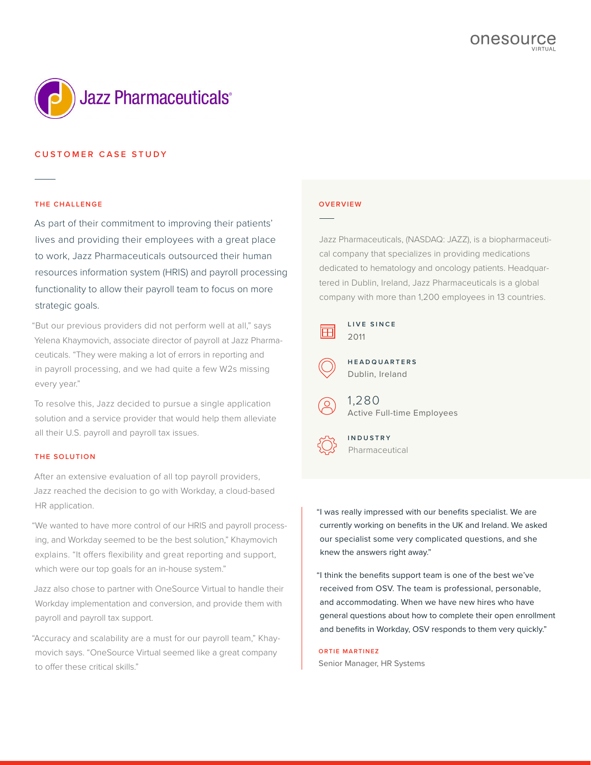onesource VIRTUAL

# Jazz Pharmaceuticals®

## CUSTOMER CASE STUDY

### THE CHALLENGE

As part of their commitment to improving their patients' lives and providing their employees with a great place to work, Jazz Pharmaceuticals outsourced their human resources information system (HRIS) and payroll processing functionality to allow their payroll team to focus on more strategic goals.

"But our previous providers did not perform well at all," says Yelena Khaymovich, associate director of payroll at Jazz Pharmaceuticals. "They were making a lot of errors in reporting and in payroll processing, and we had quite a few W2s missing every year."

To resolve this, Jazz decided to pursue a single application solution and a service provider that would help them alleviate all their U.S. payroll and payroll tax issues.

### THE SOLUTION

After an extensive evaluation of all top payroll providers, Jazz reached the decision to go with Workday, a cloud-based HR application.

"We wanted to have more control of our HRIS and payroll processing, and Workday seemed to be the best solution," Khaymovich explains. "It offers flexibility and great reporting and support, which were our top goals for an in-house system."

Jazz also chose to partner with OneSource Virtual to handle their Workday implementation and conversion, and provide them with payroll and payroll tax support.

"Accuracy and scalability are a must for our payroll team," Khaymovich says. "OneSource Virtual seemed like a great company to offer these critical skills."

### OVERVIEW

Jazz Pharmaceuticals, (NASDAQ: JAZZ), is a biopharmaceutical company that specializes in providing medications dedicated to hematology and oncology patients. Headquartered in Dublin, Ireland, Jazz Pharmaceuticals is a global company with more than 1,200 employees in 13 countries.

**LIVE SINCE**
2011

**HEADQUARTERS**
Dublin, Ireland

**1,280**
Active Full-time Employees

**INDUSTRY**
Pharmaceutical

"I was really impressed with our benefits specialist. We are currently working on benefits in the UK and Ireland. We asked our specialist some very complicated questions, and she knew the answers right away."

"I think the benefits support team is one of the best we've received from OSV. The team is professional, personable, and accommodating. When we have new hires who have general questions about how to complete their open enrollment and benefits in Workday, OSV responds to them very quickly."

**ORTIE MARTINEZ**
Senior Manager, HR Systems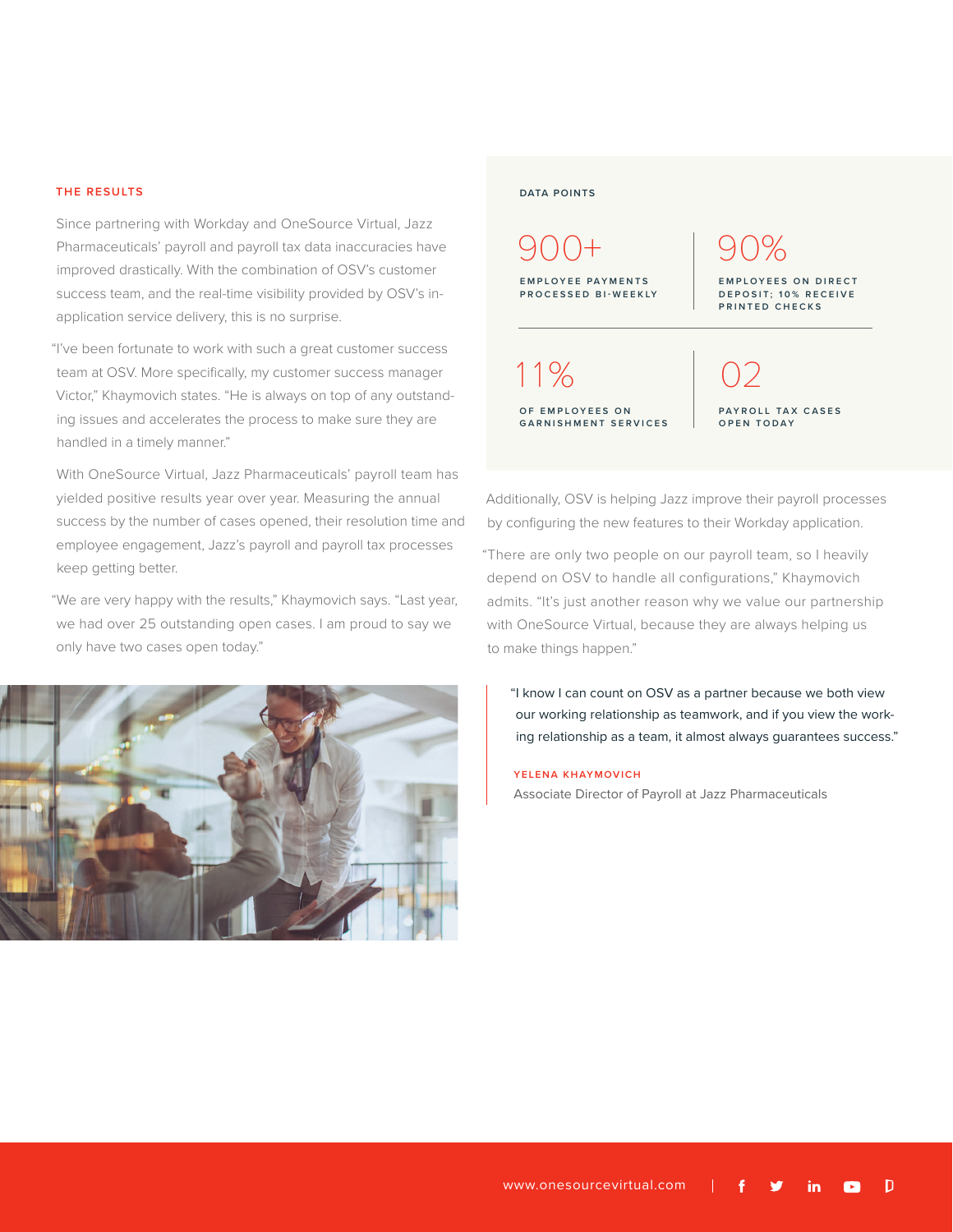## THE RESULTS

Since partnering with Workday and OneSource Virtual, Jazz Pharmaceuticals' payroll and payroll tax data inaccuracies have improved drastically. With the combination of OSV's customer success team, and the real-time visibility provided by OSV's in-application service delivery, this is no surprise.

"I've been fortunate to work with such a great customer success team at OSV. More specifically, my customer success manager Victor," Khaymovich states. "He is always on top of any outstanding issues and accelerates the process to make sure they are handled in a timely manner."

With OneSource Virtual, Jazz Pharmaceuticals' payroll team has yielded positive results year over year. Measuring the annual success by the number of cases opened, their resolution time and employee engagement, Jazz's payroll and payroll tax processes keep getting better.

"We are very happy with the results," Khaymovich says. "Last year, we had over 25 outstanding open cases. I am proud to say we only have two cases open today."

### DATA POINTS

**900+**
EMPLOYEE PAYMENTS PROCESSED BI-WEEKLY

**90%**
EMPLOYEES ON DIRECT DEPOSIT; 10% RECEIVE PRINTED CHECKS

**11%**
OF EMPLOYEES ON GARNISHMENT SERVICES

**02**
PAYROLL TAX CASES OPEN TODAY

Additionally, OSV is helping Jazz improve their payroll processes by configuring the new features to their Workday application.

"There are only two people on our payroll team, so I heavily depend on OSV to handle all configurations," Khaymovich admits. "It's just another reason why we value our partnership with OneSource Virtual, because they are always helping us to make things happen."

> "I know I can count on OSV as a partner because we both view our working relationship as teamwork, and if you view the working relationship as a team, it almost always guarantees success."
>
> **YELENA KHAYMOVICH**
> Associate Director of Payroll at Jazz Pharmaceuticals

www.onesourcevirtual.com